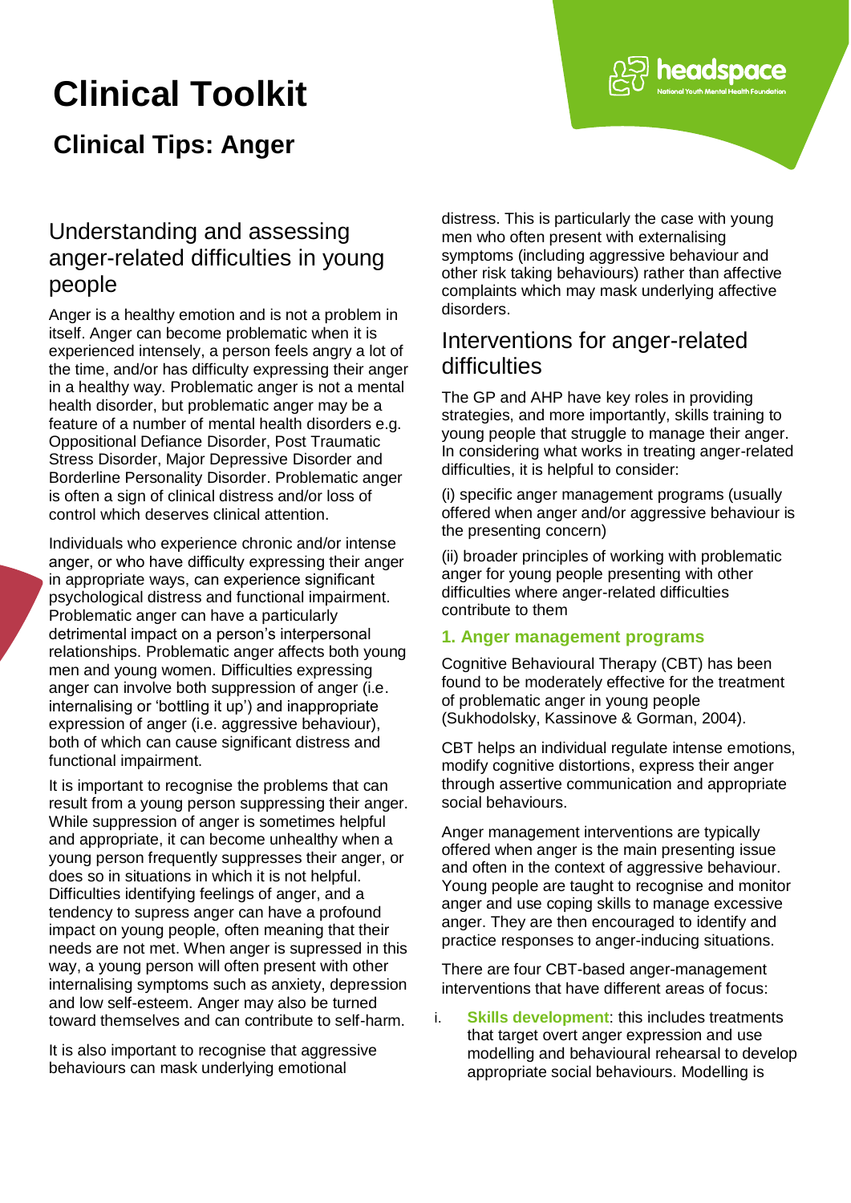# Clinical Toolkit

## Clinical Tips: Anger

### Understanding and assessing anger-related difficulties in young people

Anger is a healthy emotion and is not a problem in itself. Anger can become problematic when it is experienced intensely, a person feels angry a lot of the time, and/or has difficulty expressing their anger in a healthy way. Problematic anger is not a mental health disorder, but problematic anger may be a feature of a number of mental health disorders e.g. Oppositional Defiance Disorder, Post Traumatic Stress Disorder, Major Depressive Disorder and Borderline Personality Disorder. Problematic anger is often a sign of clinical distress and/or loss of control which deserves clinical attention.

Individuals who experience chronic and/or intense anger, or who have difficulty expressing their anger in appropriate ways, can experience significant psychological distress and functional impairment. Problematic anger can have a particularly detrimental impact on a person's interpersonal relationships. Problematic anger affects both young men and young women. Difficulties expressing anger can involve both suppression of anger (i.e. internalising or 'bottling it up') and inappropriate expression of anger (i.e. aggressive behaviour), both of which can cause significant distress and functional impairment.

It is important to recognise the problems that can result from a young person suppressing their anger. While suppression of anger is sometimes helpful and appropriate, it can become unhealthy when a young person frequently suppresses their anger, or does so in situations in which it is not helpful. Difficulties identifying feelings of anger, and a tendency to supress anger can have a profound impact on young people, often meaning that their needs are not met. When anger is supressed in this way, a young person will often present with other internalising symptoms such as anxiety, depression and low self-esteem. Anger may also be turned toward themselves and can contribute to self-harm.

It is also important to recognise that aggressive behaviours can mask underlying emotional distress. This is particularly the case with young men who often present with externalising symptoms (including aggressive behaviour and other risk taking behaviours) rather than affective complaints which may mask underlying affective disorders.

### Interventions for anger-related difficulties

The GP and AHP have key roles in providing strategies, and more importantly, skills training to young people that struggle to manage their anger. In considering what works in treating anger-related difficulties, it is helpful to consider:

(i) specific anger management programs (usually offered when anger and/or aggressive behaviour is the presenting concern)

(ii) broader principles of working with problematic anger for young people presenting with other difficulties where anger-related difficulties contribute to them

#### 1. Anger management programs

Cognitive Behavioural Therapy (CBT) has been found to be moderately effective for the treatment of problematic anger in young people (Sukhodolsky, Kassinove & Gorman, 2004).

CBT helps an individual regulate intense emotions, modify cognitive distortions, express their anger through assertive communication and appropriate social behaviours.

Anger management interventions are typically offered when anger is the main presenting issue and often in the context of aggressive behaviour. Young people are taught to recognise and monitor anger and use coping skills to manage excessive anger. They are then encouraged to identify and practice responses to anger-inducing situations.

There are four CBT-based anger-management interventions that have different areas of focus:

i. **Skills development**: this includes treatments that target overt anger expression and use modelling and behavioural rehearsal to develop appropriate social behaviours. Modelling is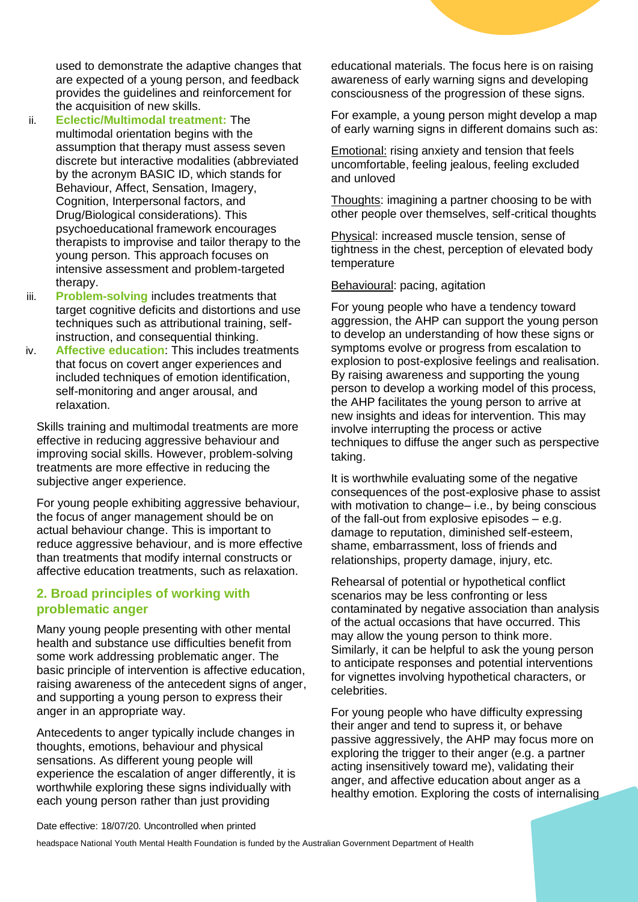used to demonstrate the adaptive changes that are expected of a young person, and feedback provides the guidelines and reinforcement for the acquisition of new skills.

ii. **Eclectic/Multimodal treatment:** The multimodal orientation begins with the assumption that therapy must assess seven discrete but interactive modalities (abbreviated by the acronym BASIC ID, which stands for Behaviour, Affect, Sensation, Imagery, Cognition, Interpersonal factors, and Drug/Biological considerations). This psychoeducational framework encourages therapists to improvise and tailor therapy to the young person. This approach focuses on intensive assessment and problem-targeted therapy.

iii. **Problem-solving** includes treatments that target cognitive deficits and distortions and use techniques such as attributional training, self-instruction, and consequential thinking.

iv. **Affective education**: This includes treatments that focus on covert anger experiences and included techniques of emotion identification, self-monitoring and anger arousal, and relaxation.

Skills training and multimodal treatments are more effective in reducing aggressive behaviour and improving social skills. However, problem-solving treatments are more effective in reducing the subjective anger experience.

For young people exhibiting aggressive behaviour, the focus of anger management should be on actual behaviour change. This is important to reduce aggressive behaviour, and is more effective than treatments that modify internal constructs or affective education treatments, such as relaxation.

## 2. Broad principles of working with problematic anger

Many young people presenting with other mental health and substance use difficulties benefit from some work addressing problematic anger. The basic principle of intervention is affective education, raising awareness of the antecedent signs of anger, and supporting a young person to express their anger in an appropriate way.

Antecedents to anger typically include changes in thoughts, emotions, behaviour and physical sensations. As different young people will experience the escalation of anger differently, it is worthwhile exploring these signs individually with each young person rather than just providing educational materials. The focus here is on raising awareness of early warning signs and developing consciousness of the progression of these signs.

For example, a young person might develop a map of early warning signs in different domains such as:

Emotional: rising anxiety and tension that feels uncomfortable, feeling jealous, feeling excluded and unloved

Thoughts: imagining a partner choosing to be with other people over themselves, self-critical thoughts

Physical: increased muscle tension, sense of tightness in the chest, perception of elevated body temperature

Behavioural: pacing, agitation

For young people who have a tendency toward aggression, the AHP can support the young person to develop an understanding of how these signs or symptoms evolve or progress from escalation to explosion to post-explosive feelings and realisation. By raising awareness and supporting the young person to develop a working model of this process, the AHP facilitates the young person to arrive at new insights and ideas for intervention. This may involve interrupting the process or active techniques to diffuse the anger such as perspective taking.

It is worthwhile evaluating some of the negative consequences of the post-explosive phase to assist with motivation to change– i.e., by being conscious of the fall-out from explosive episodes – e.g. damage to reputation, diminished self-esteem, shame, embarrassment, loss of friends and relationships, property damage, injury, etc.

Rehearsal of potential or hypothetical conflict scenarios may be less confronting or less contaminated by negative association than analysis of the actual occasions that have occurred. This may allow the young person to think more. Similarly, it can be helpful to ask the young person to anticipate responses and potential interventions for vignettes involving hypothetical characters, or celebrities.

For young people who have difficulty expressing their anger and tend to supress it, or behave passive aggressively, the AHP may focus more on exploring the trigger to their anger (e.g. a partner acting insensitively toward me), validating their anger, and affective education about anger as a healthy emotion. Exploring the costs of internalising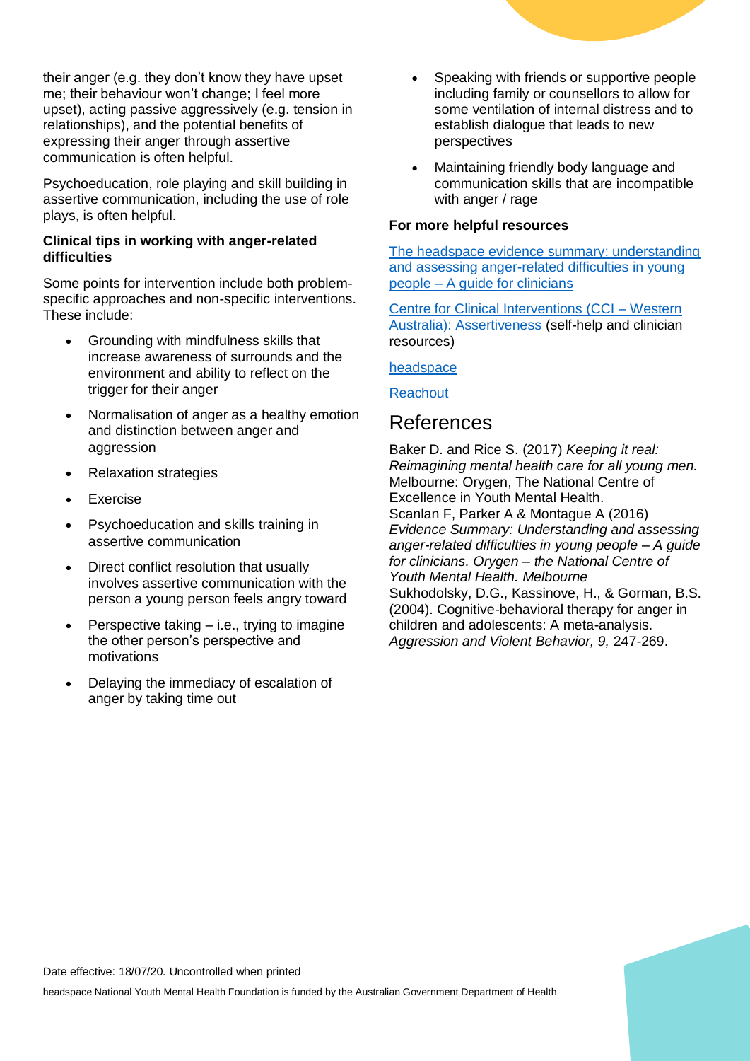their anger (e.g. they don't know they have upset me; their behaviour won't change; I feel more upset), acting passive aggressively (e.g. tension in relationships), and the potential benefits of expressing their anger through assertive communication is often helpful.

Psychoeducation, role playing and skill building in assertive communication, including the use of role plays, is often helpful.

**Clinical tips in working with anger-related difficulties**

Some points for intervention include both problem-specific approaches and non-specific interventions. These include:

- Grounding with mindfulness skills that increase awareness of surrounds and the environment and ability to reflect on the trigger for their anger
- Normalisation of anger as a healthy emotion and distinction between anger and aggression
- Relaxation strategies
- Exercise
- Psychoeducation and skills training in assertive communication
- Direct conflict resolution that usually involves assertive communication with the person a young person feels angry toward
- Perspective taking – i.e., trying to imagine the other person's perspective and motivations
- Delaying the immediacy of escalation of anger by taking time out
- Speaking with friends or supportive people including family or counsellors to allow for some ventilation of internal distress and to establish dialogue that leads to new perspectives
- Maintaining friendly body language and communication skills that are incompatible with anger / rage

**For more helpful resources**

[The headspace evidence summary: understanding and assessing anger-related difficulties in young people – A guide for clinicians]

[Centre for Clinical Interventions (CCI – Western Australia): Assertiveness] (self-help and clinician resources)

[headspace]

[Reachout]

## References

Baker D. and Rice S. (2017) *Keeping it real: Reimagining mental health care for all young men.* Melbourne: Orygen, The National Centre of Excellence in Youth Mental Health.

Scanlan F, Parker A & Montague A (2016) *Evidence Summary: Understanding and assessing anger-related difficulties in young people – A guide for clinicians. Orygen – the National Centre of Youth Mental Health. Melbourne*

Sukhodolsky, D.G., Kassinove, H., & Gorman, B.S. (2004). Cognitive-behavioral therapy for anger in children and adolescents: A meta-analysis. *Aggression and Violent Behavior, 9,* 247-269.

Date effective: 18/07/20. Uncontrolled when printed

headspace National Youth Mental Health Foundation is funded by the Australian Government Department of Health